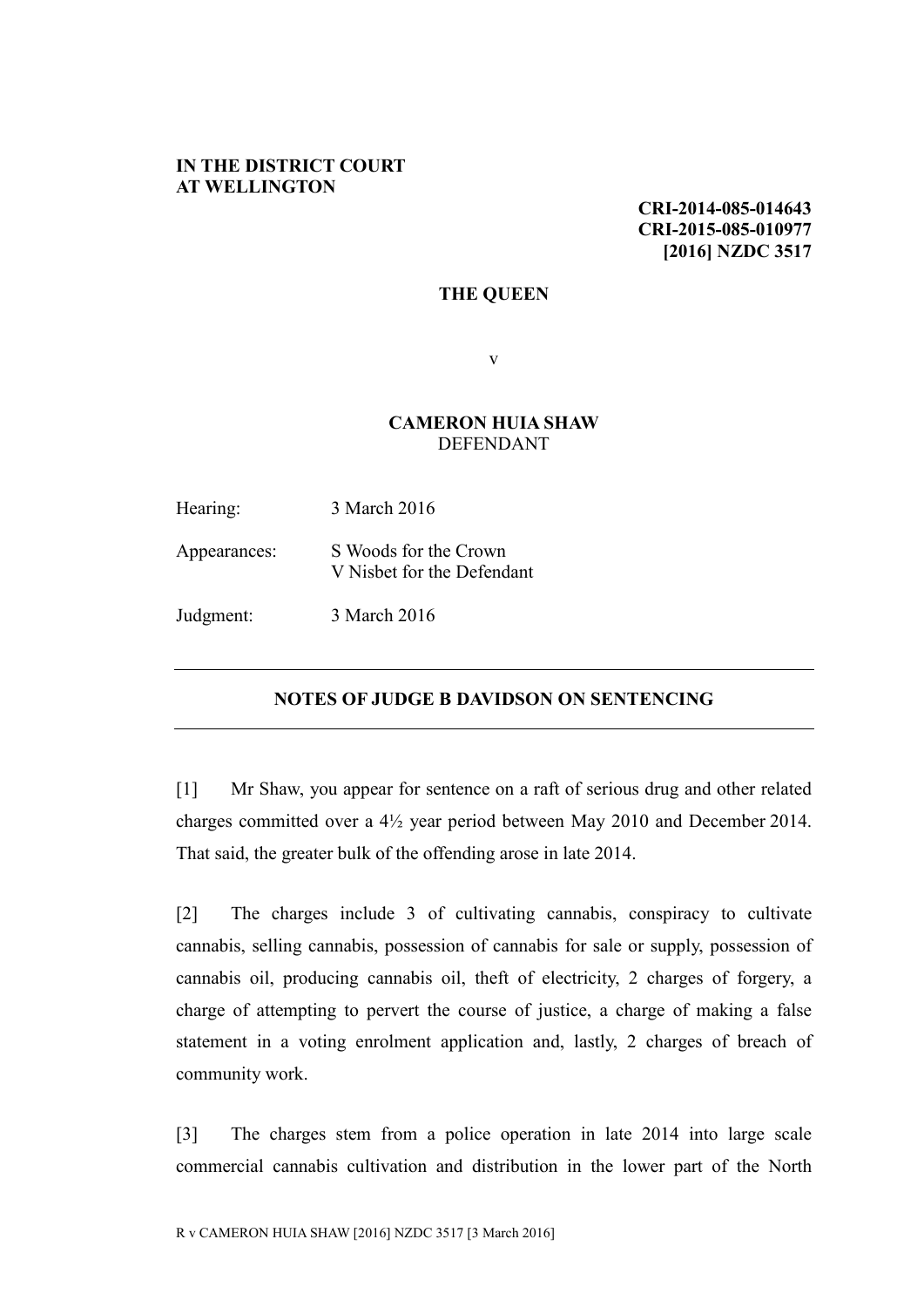**IN THE DISTRICT COURT AT WELLINGTON**

**CRI-2014-085-014643**
**CRI-2015-085-010977**
**[2016] NZDC 3517**

**THE QUEEN**

v

**CAMERON HUIA SHAW**
DEFENDANT

Hearing: 3 March 2016

Appearances: S Woods for the Crown
V Nisbet for the Defendant

Judgment: 3 March 2016

---

## NOTES OF JUDGE B DAVIDSON ON SENTENCING

---

[1] Mr Shaw, you appear for sentence on a raft of serious drug and other related charges committed over a 4½ year period between May 2010 and December 2014. That said, the greater bulk of the offending arose in late 2014.

[2] The charges include 3 of cultivating cannabis, conspiracy to cultivate cannabis, selling cannabis, possession of cannabis for sale or supply, possession of cannabis oil, producing cannabis oil, theft of electricity, 2 charges of forgery, a charge of attempting to pervert the course of justice, a charge of making a false statement in a voting enrolment application and, lastly, 2 charges of breach of community work.

[3] The charges stem from a police operation in late 2014 into large scale commercial cannabis cultivation and distribution in the lower part of the North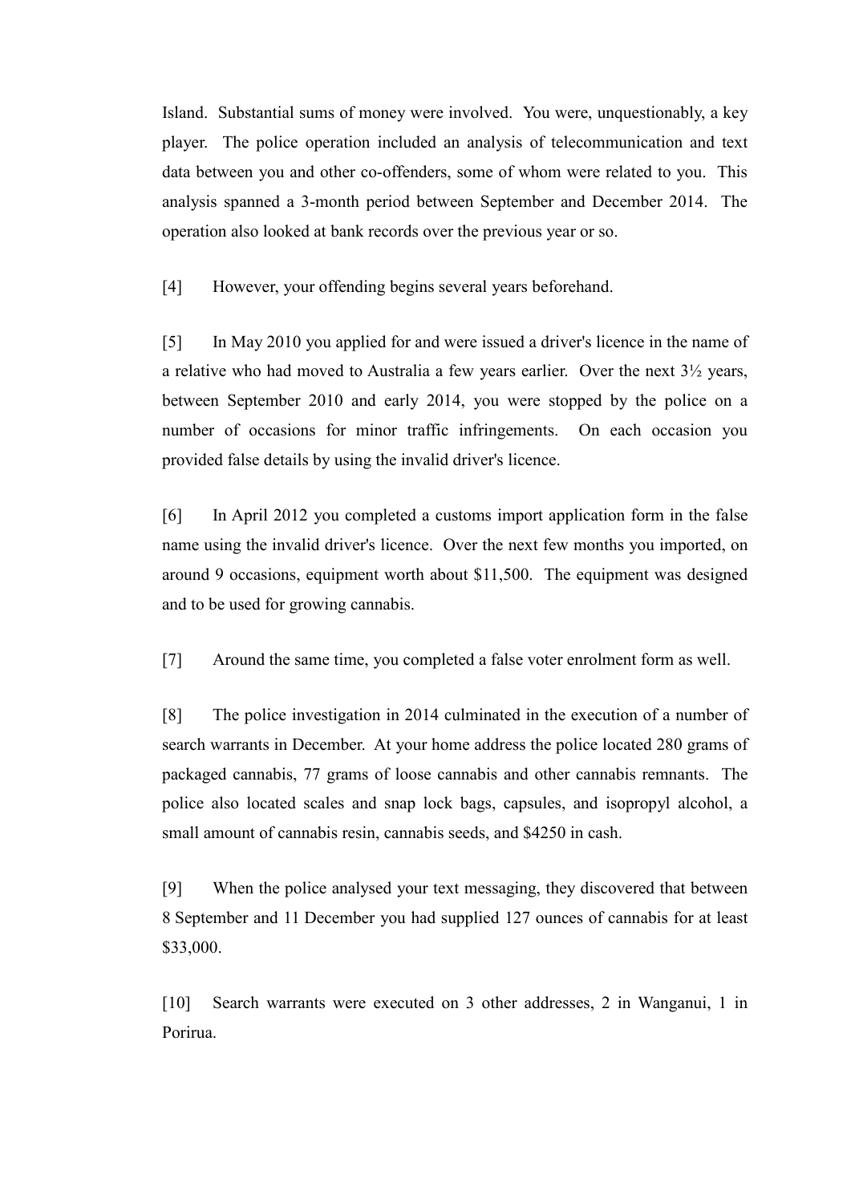Island. Substantial sums of money were involved. You were, unquestionably, a key player. The police operation included an analysis of telecommunication and text data between you and other co-offenders, some of whom were related to you. This analysis spanned a 3-month period between September and December 2014. The operation also looked at bank records over the previous year or so.

[4] However, your offending begins several years beforehand.

[5] In May 2010 you applied for and were issued a driver's licence in the name of a relative who had moved to Australia a few years earlier. Over the next 3½ years, between September 2010 and early 2014, you were stopped by the police on a number of occasions for minor traffic infringements. On each occasion you provided false details by using the invalid driver's licence.

[6] In April 2012 you completed a customs import application form in the false name using the invalid driver's licence. Over the next few months you imported, on around 9 occasions, equipment worth about $11,500. The equipment was designed and to be used for growing cannabis.

[7] Around the same time, you completed a false voter enrolment form as well.

[8] The police investigation in 2014 culminated in the execution of a number of search warrants in December. At your home address the police located 280 grams of packaged cannabis, 77 grams of loose cannabis and other cannabis remnants. The police also located scales and snap lock bags, capsules, and isopropyl alcohol, a small amount of cannabis resin, cannabis seeds, and $4250 in cash.

[9] When the police analysed your text messaging, they discovered that between 8 September and 11 December you had supplied 127 ounces of cannabis for at least $33,000.

[10] Search warrants were executed on 3 other addresses, 2 in Wanganui, 1 in Porirua.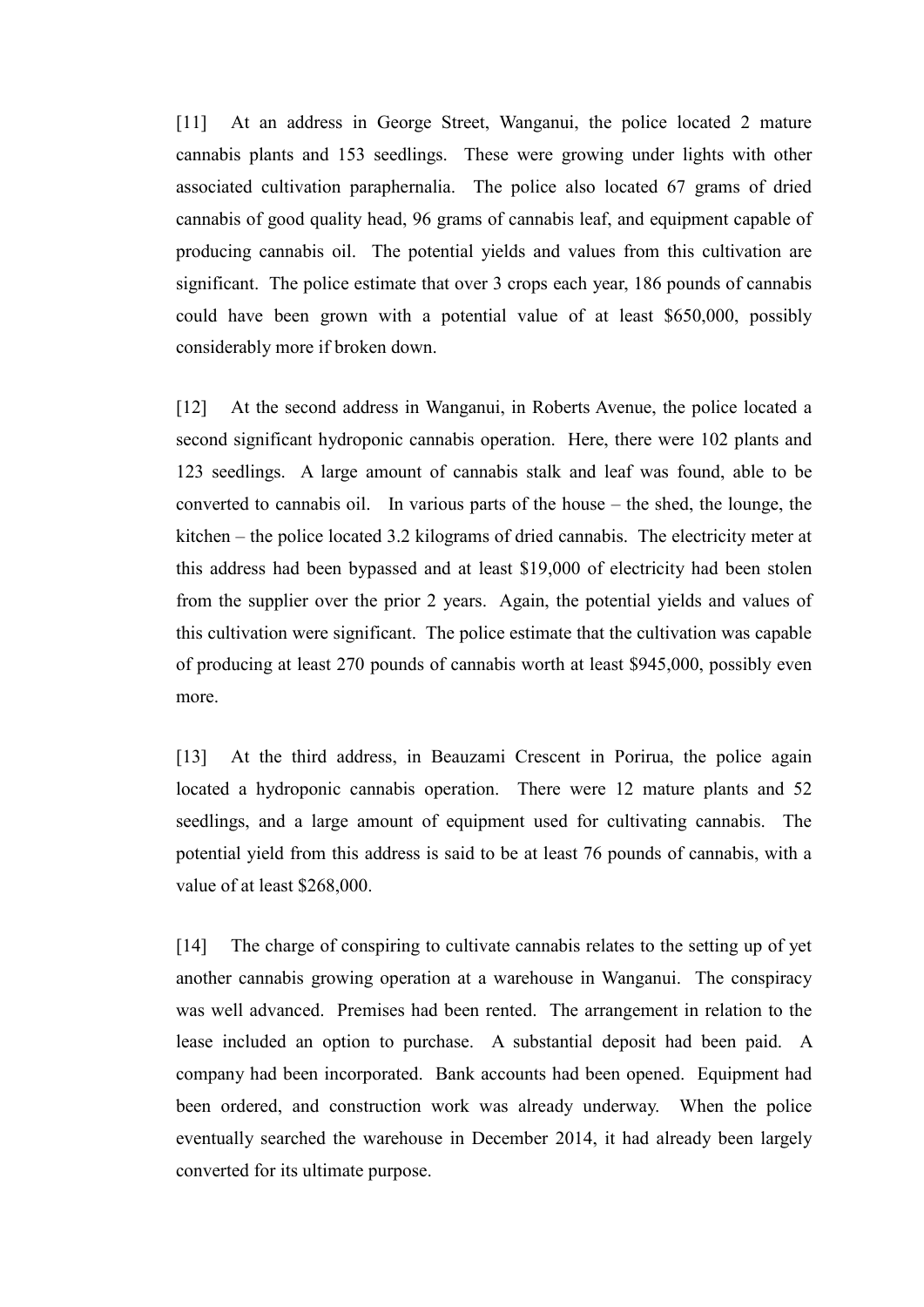[11] At an address in George Street, Wanganui, the police located 2 mature cannabis plants and 153 seedlings. These were growing under lights with other associated cultivation paraphernalia. The police also located 67 grams of dried cannabis of good quality head, 96 grams of cannabis leaf, and equipment capable of producing cannabis oil. The potential yields and values from this cultivation are significant. The police estimate that over 3 crops each year, 186 pounds of cannabis could have been grown with a potential value of at least $650,000, possibly considerably more if broken down.

[12] At the second address in Wanganui, in Roberts Avenue, the police located a second significant hydroponic cannabis operation. Here, there were 102 plants and 123 seedlings. A large amount of cannabis stalk and leaf was found, able to be converted to cannabis oil. In various parts of the house – the shed, the lounge, the kitchen – the police located 3.2 kilograms of dried cannabis. The electricity meter at this address had been bypassed and at least $19,000 of electricity had been stolen from the supplier over the prior 2 years. Again, the potential yields and values of this cultivation were significant. The police estimate that the cultivation was capable of producing at least 270 pounds of cannabis worth at least $945,000, possibly even more.

[13] At the third address, in Beauzami Crescent in Porirua, the police again located a hydroponic cannabis operation. There were 12 mature plants and 52 seedlings, and a large amount of equipment used for cultivating cannabis. The potential yield from this address is said to be at least 76 pounds of cannabis, with a value of at least $268,000.

[14] The charge of conspiring to cultivate cannabis relates to the setting up of yet another cannabis growing operation at a warehouse in Wanganui. The conspiracy was well advanced. Premises had been rented. The arrangement in relation to the lease included an option to purchase. A substantial deposit had been paid. A company had been incorporated. Bank accounts had been opened. Equipment had been ordered, and construction work was already underway. When the police eventually searched the warehouse in December 2014, it had already been largely converted for its ultimate purpose.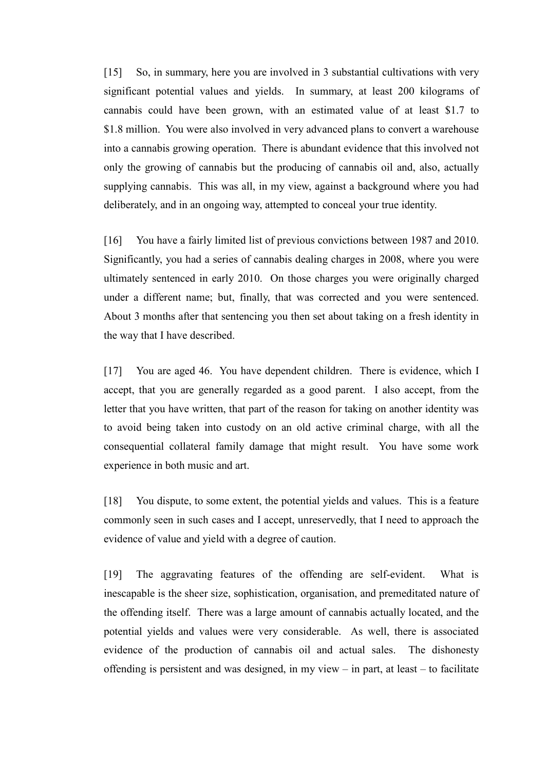[15] So, in summary, here you are involved in 3 substantial cultivations with very significant potential values and yields. In summary, at least 200 kilograms of cannabis could have been grown, with an estimated value of at least $1.7 to $1.8 million. You were also involved in very advanced plans to convert a warehouse into a cannabis growing operation. There is abundant evidence that this involved not only the growing of cannabis but the producing of cannabis oil and, also, actually supplying cannabis. This was all, in my view, against a background where you had deliberately, and in an ongoing way, attempted to conceal your true identity.

[16] You have a fairly limited list of previous convictions between 1987 and 2010. Significantly, you had a series of cannabis dealing charges in 2008, where you were ultimately sentenced in early 2010. On those charges you were originally charged under a different name; but, finally, that was corrected and you were sentenced. About 3 months after that sentencing you then set about taking on a fresh identity in the way that I have described.

[17] You are aged 46. You have dependent children. There is evidence, which I accept, that you are generally regarded as a good parent. I also accept, from the letter that you have written, that part of the reason for taking on another identity was to avoid being taken into custody on an old active criminal charge, with all the consequential collateral family damage that might result. You have some work experience in both music and art.

[18] You dispute, to some extent, the potential yields and values. This is a feature commonly seen in such cases and I accept, unreservedly, that I need to approach the evidence of value and yield with a degree of caution.

[19] The aggravating features of the offending are self-evident. What is inescapable is the sheer size, sophistication, organisation, and premeditated nature of the offending itself. There was a large amount of cannabis actually located, and the potential yields and values were very considerable. As well, there is associated evidence of the production of cannabis oil and actual sales. The dishonesty offending is persistent and was designed, in my view – in part, at least – to facilitate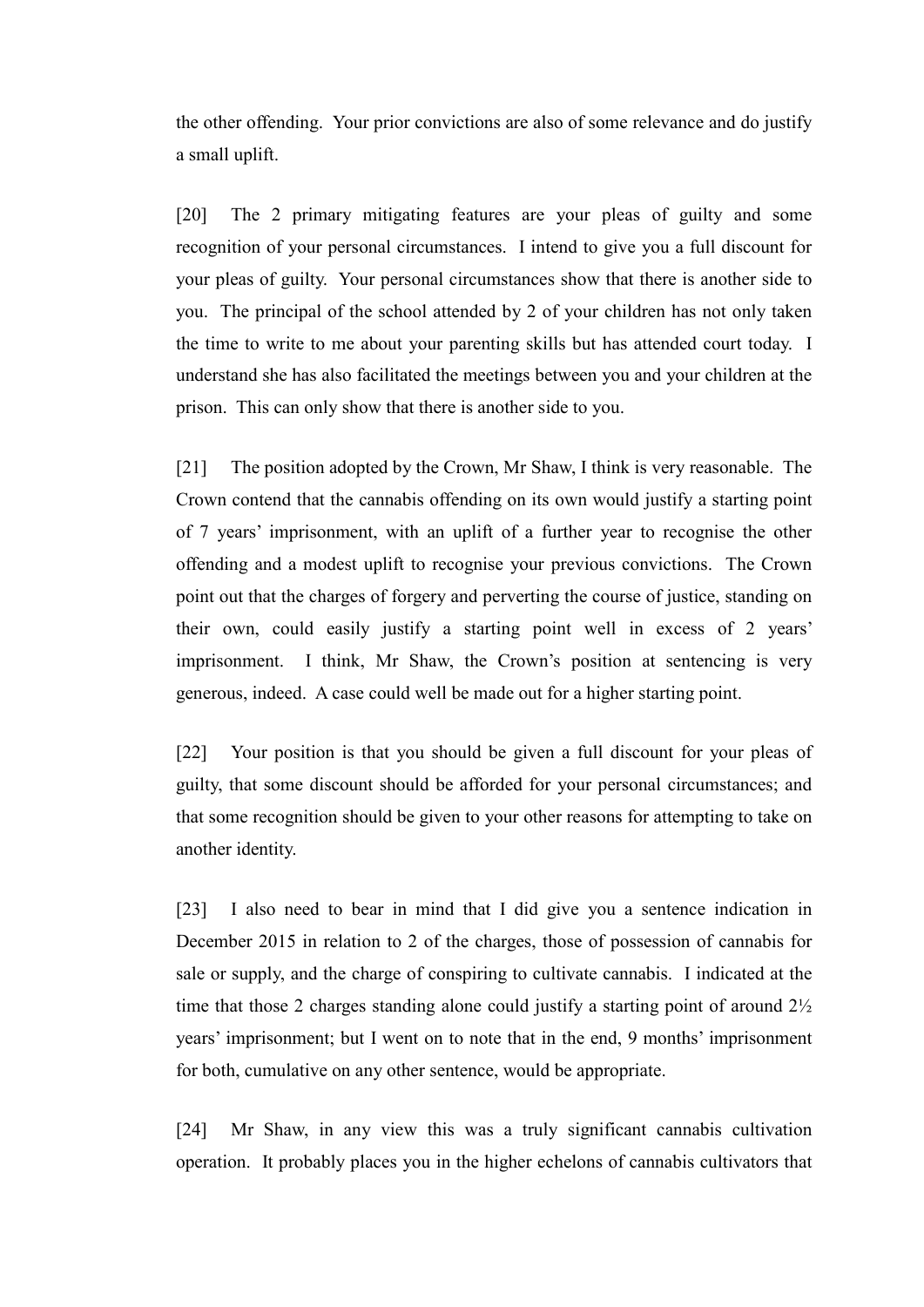the other offending. Your prior convictions are also of some relevance and do justify a small uplift.

[20] The 2 primary mitigating features are your pleas of guilty and some recognition of your personal circumstances. I intend to give you a full discount for your pleas of guilty. Your personal circumstances show that there is another side to you. The principal of the school attended by 2 of your children has not only taken the time to write to me about your parenting skills but has attended court today. I understand she has also facilitated the meetings between you and your children at the prison. This can only show that there is another side to you.

[21] The position adopted by the Crown, Mr Shaw, I think is very reasonable. The Crown contend that the cannabis offending on its own would justify a starting point of 7 years' imprisonment, with an uplift of a further year to recognise the other offending and a modest uplift to recognise your previous convictions. The Crown point out that the charges of forgery and perverting the course of justice, standing on their own, could easily justify a starting point well in excess of 2 years' imprisonment. I think, Mr Shaw, the Crown's position at sentencing is very generous, indeed. A case could well be made out for a higher starting point.

[22] Your position is that you should be given a full discount for your pleas of guilty, that some discount should be afforded for your personal circumstances; and that some recognition should be given to your other reasons for attempting to take on another identity.

[23] I also need to bear in mind that I did give you a sentence indication in December 2015 in relation to 2 of the charges, those of possession of cannabis for sale or supply, and the charge of conspiring to cultivate cannabis. I indicated at the time that those 2 charges standing alone could justify a starting point of around 2½ years' imprisonment; but I went on to note that in the end, 9 months' imprisonment for both, cumulative on any other sentence, would be appropriate.

[24] Mr Shaw, in any view this was a truly significant cannabis cultivation operation. It probably places you in the higher echelons of cannabis cultivators that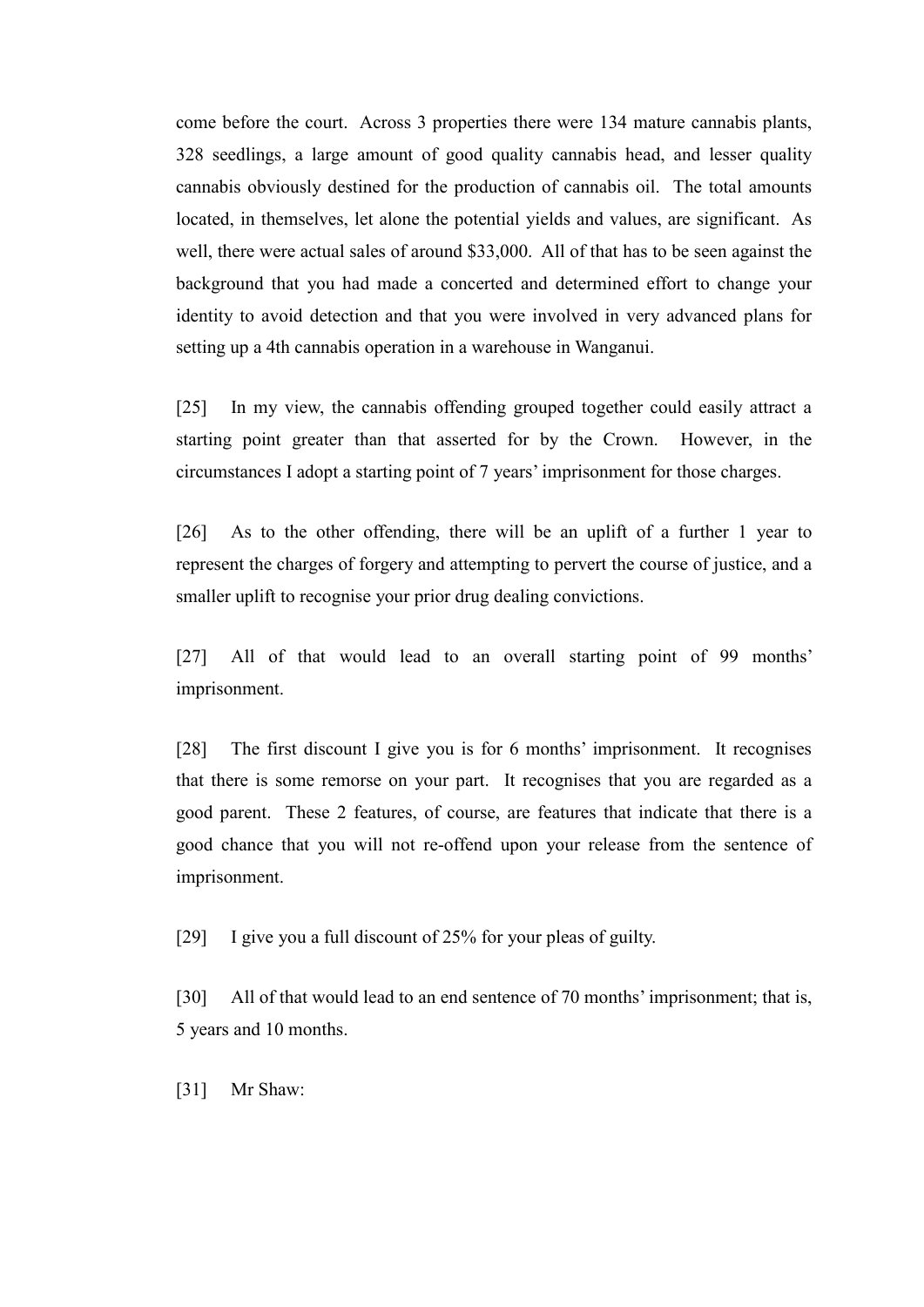come before the court. Across 3 properties there were 134 mature cannabis plants, 328 seedlings, a large amount of good quality cannabis head, and lesser quality cannabis obviously destined for the production of cannabis oil. The total amounts located, in themselves, let alone the potential yields and values, are significant. As well, there were actual sales of around $33,000. All of that has to be seen against the background that you had made a concerted and determined effort to change your identity to avoid detection and that you were involved in very advanced plans for setting up a 4th cannabis operation in a warehouse in Wanganui.

[25] In my view, the cannabis offending grouped together could easily attract a starting point greater than that asserted for by the Crown. However, in the circumstances I adopt a starting point of 7 years' imprisonment for those charges.

[26] As to the other offending, there will be an uplift of a further 1 year to represent the charges of forgery and attempting to pervert the course of justice, and a smaller uplift to recognise your prior drug dealing convictions.

[27] All of that would lead to an overall starting point of 99 months' imprisonment.

[28] The first discount I give you is for 6 months' imprisonment. It recognises that there is some remorse on your part. It recognises that you are regarded as a good parent. These 2 features, of course, are features that indicate that there is a good chance that you will not re-offend upon your release from the sentence of imprisonment.

[29] I give you a full discount of 25% for your pleas of guilty.

[30] All of that would lead to an end sentence of 70 months' imprisonment; that is, 5 years and 10 months.

[31] Mr Shaw: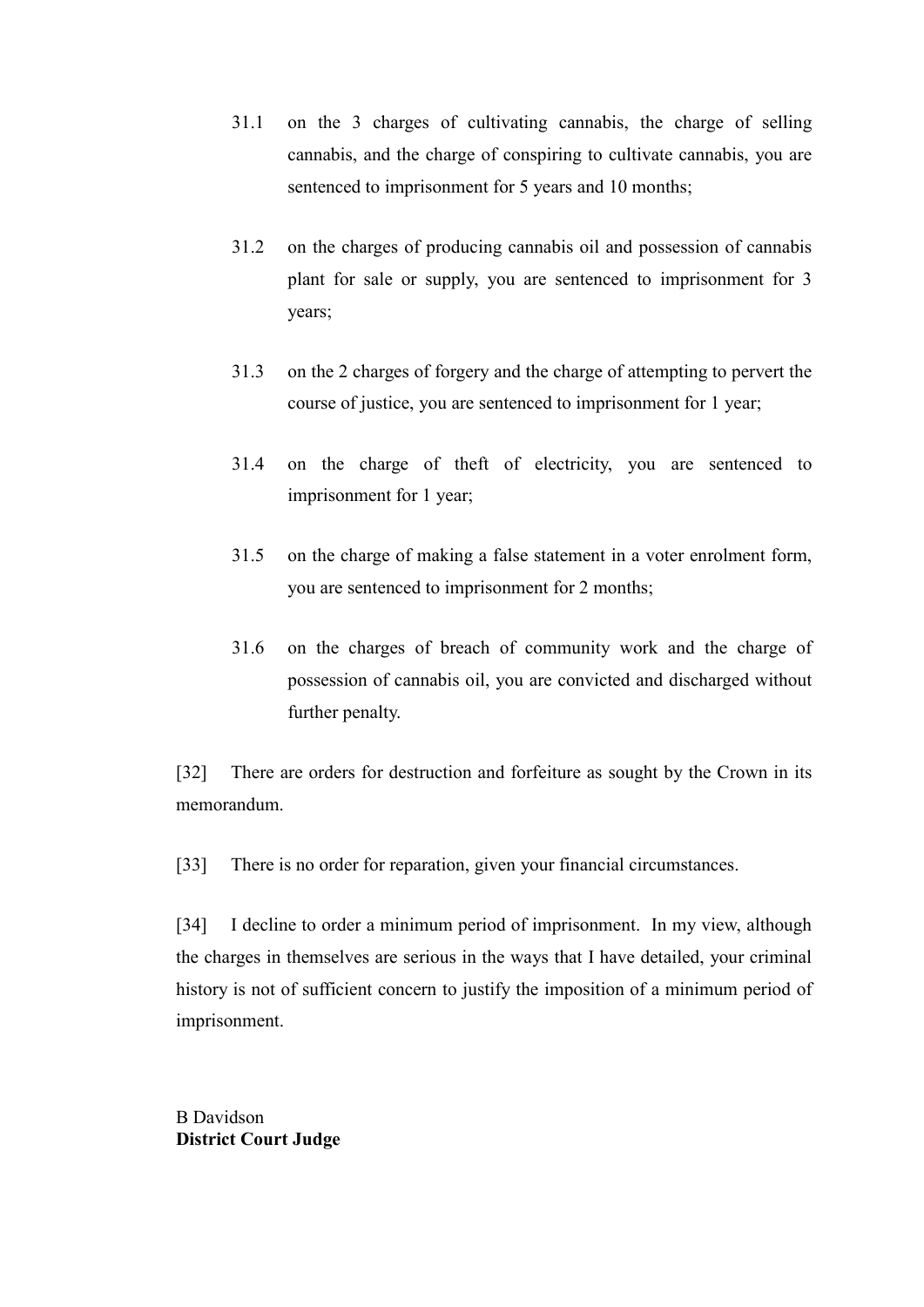31.1 on the 3 charges of cultivating cannabis, the charge of selling cannabis, and the charge of conspiring to cultivate cannabis, you are sentenced to imprisonment for 5 years and 10 months;

31.2 on the charges of producing cannabis oil and possession of cannabis plant for sale or supply, you are sentenced to imprisonment for 3 years;

31.3 on the 2 charges of forgery and the charge of attempting to pervert the course of justice, you are sentenced to imprisonment for 1 year;

31.4 on the charge of theft of electricity, you are sentenced to imprisonment for 1 year;

31.5 on the charge of making a false statement in a voter enrolment form, you are sentenced to imprisonment for 2 months;

31.6 on the charges of breach of community work and the charge of possession of cannabis oil, you are convicted and discharged without further penalty.

[32] There are orders for destruction and forfeiture as sought by the Crown in its memorandum.

[33] There is no order for reparation, given your financial circumstances.

[34] I decline to order a minimum period of imprisonment. In my view, although the charges in themselves are serious in the ways that I have detailed, your criminal history is not of sufficient concern to justify the imposition of a minimum period of imprisonment.

B Davidson
**District Court Judge**